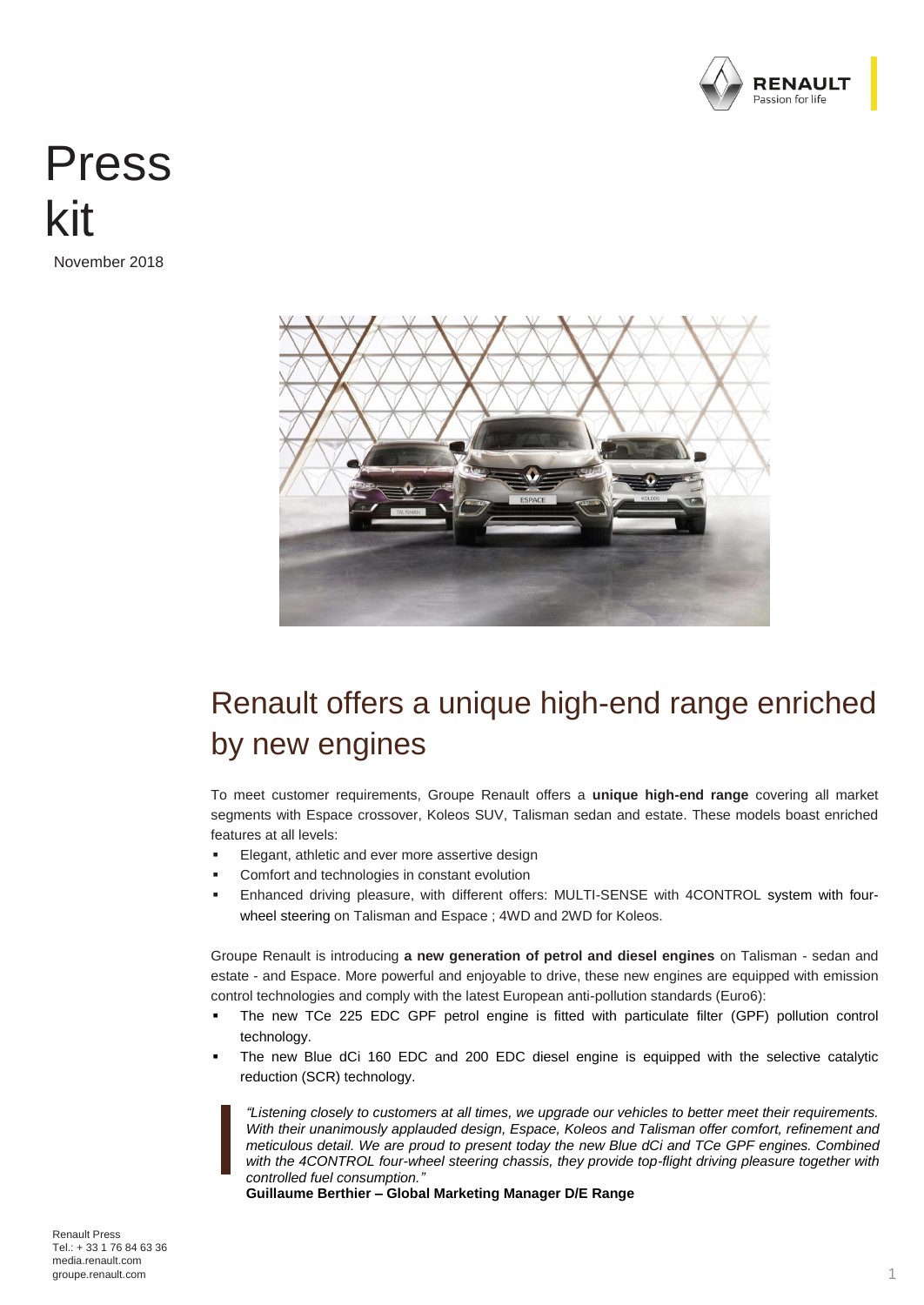# Press kit

November 2018

## Renault offers a unique high-end range enriched by new engines

To meet customer requirements, Groupe Renault offers a **unique high-end range** covering all market segments with Espace crossover, Koleos SUV, Talisman sedan and estate. These models boast enriched features at all levels:

- Elegant, athletic and ever more assertive design
- Comfort and technologies in constant evolution
- Enhanced driving pleasure, with different offers: MULTI-SENSE with 4CONTROL system with four-wheel steering on Talisman and Espace ; 4WD and 2WD for Koleos.

Groupe Renault is introducing **a new generation of petrol and diesel engines** on Talisman - sedan and estate - and Espace. More powerful and enjoyable to drive, these new engines are equipped with emission control technologies and comply with the latest European anti-pollution standards (Euro6):

- The new TCe 225 EDC GPF petrol engine is fitted with particulate filter (GPF) pollution control technology.
- The new Blue dCi 160 EDC and 200 EDC diesel engine is equipped with the selective catalytic reduction (SCR) technology.

> *"Listening closely to customers at all times, we upgrade our vehicles to better meet their requirements. With their unanimously applauded design, Espace, Koleos and Talisman offer comfort, refinement and meticulous detail. We are proud to present today the new Blue dCi and TCe GPF engines. Combined with the 4CONTROL four-wheel steering chassis, they provide top-flight driving pleasure together with controlled fuel consumption."*
> **Guillaume Berthier – Global Marketing Manager D/E Range**

Renault Press
Tel.: + 33 1 76 84 63 36
media.renault.com
groupe.renault.com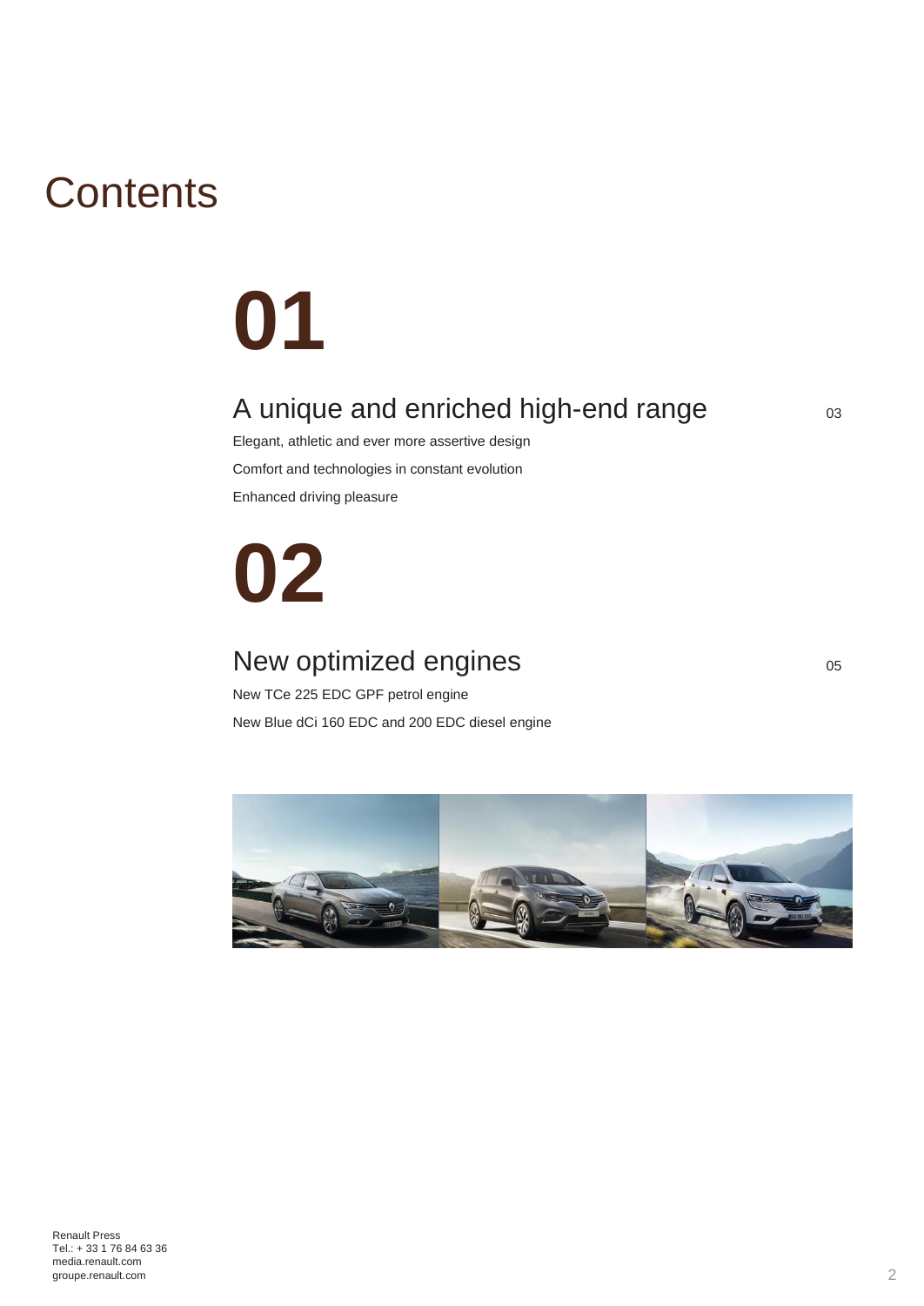# Contents

## 01

### A unique and enriched high-end range — 03

Elegant, athletic and ever more assertive design

Comfort and technologies in constant evolution

Enhanced driving pleasure

## 02

### New optimized engines — 05

New TCe 225 EDC GPF petrol engine

New Blue dCi 160 EDC and 200 EDC diesel engine

Renault Press
Tel.: + 33 1 76 84 63 36
media.renault.com
groupe.renault.com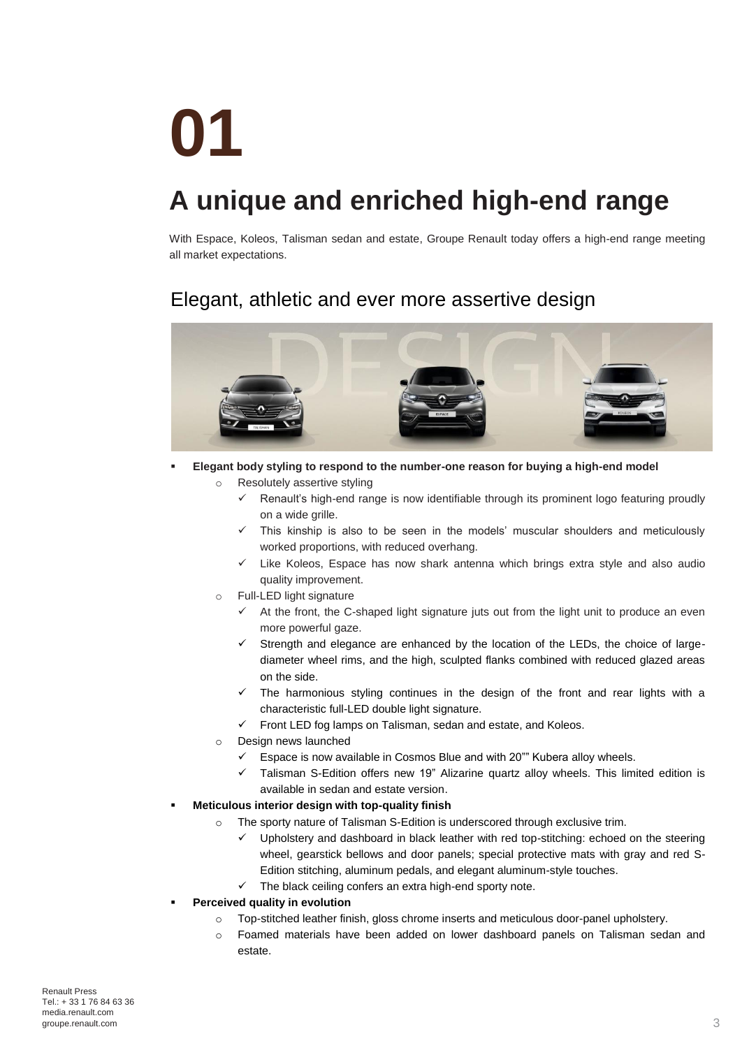# 01

# A unique and enriched high-end range

With Espace, Koleos, Talisman sedan and estate, Groupe Renault today offers a high-end range meeting all market expectations.

## Elegant, athletic and ever more assertive design

- **Elegant body styling to respond to the number-one reason for buying a high-end model**
  - Resolutely assertive styling
    - ✓ Renault's high-end range is now identifiable through its prominent logo featuring proudly on a wide grille.
    - ✓ This kinship is also to be seen in the models' muscular shoulders and meticulously worked proportions, with reduced overhang.
    - ✓ Like Koleos, Espace has now shark antenna which brings extra style and also audio quality improvement.
  - Full-LED light signature
    - ✓ At the front, the C-shaped light signature juts out from the light unit to produce an even more powerful gaze.
    - ✓ Strength and elegance are enhanced by the location of the LEDs, the choice of large-diameter wheel rims, and the high, sculpted flanks combined with reduced glazed areas on the side.
    - ✓ The harmonious styling continues in the design of the front and rear lights with a characteristic full-LED double light signature.
    - ✓ Front LED fog lamps on Talisman, sedan and estate, and Koleos.
  - Design news launched
    - ✓ Espace is now available in Cosmos Blue and with 20"" Kubera alloy wheels.
    - ✓ Talisman S-Edition offers new 19" Alizarine quartz alloy wheels. This limited edition is available in sedan and estate version.
- **Meticulous interior design with top-quality finish**
  - The sporty nature of Talisman S-Edition is underscored through exclusive trim.
    - ✓ Upholstery and dashboard in black leather with red top-stitching: echoed on the steering wheel, gearstick bellows and door panels; special protective mats with gray and red S-Edition stitching, aluminum pedals, and elegant aluminum-style touches.
    - ✓ The black ceiling confers an extra high-end sporty note.
- **Perceived quality in evolution**
  - Top-stitched leather finish, gloss chrome inserts and meticulous door-panel upholstery.
  - Foamed materials have been added on lower dashboard panels on Talisman sedan and estate.

Renault Press
Tel.: + 33 1 76 84 63 36
media.renault.com
groupe.renault.com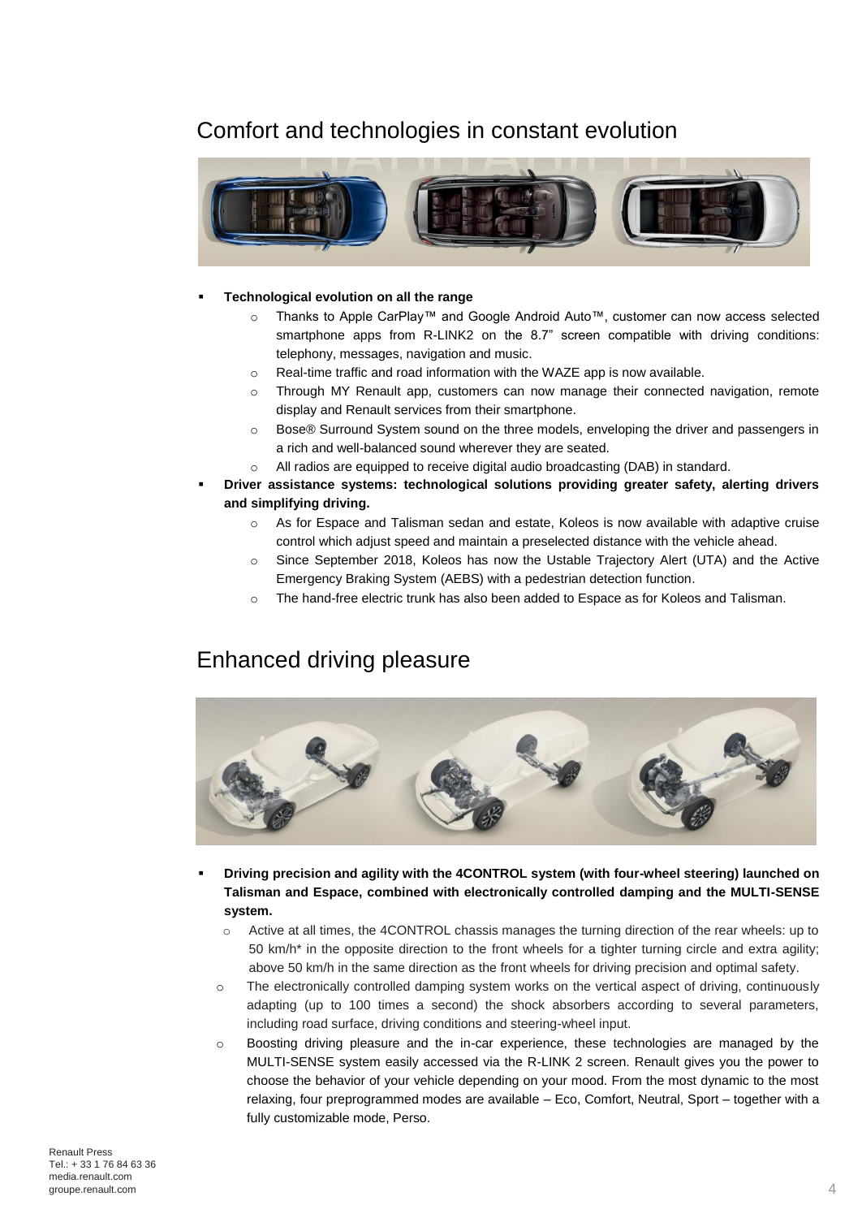## Comfort and technologies in constant evolution

- **Technological evolution on all the range**
  - Thanks to Apple CarPlay™ and Google Android Auto™, customer can now access selected smartphone apps from R-LINK2 on the 8.7" screen compatible with driving conditions: telephony, messages, navigation and music.
  - Real-time traffic and road information with the WAZE app is now available.
  - Through MY Renault app, customers can now manage their connected navigation, remote display and Renault services from their smartphone.
  - Bose® Surround System sound on the three models, enveloping the driver and passengers in a rich and well-balanced sound wherever they are seated.
  - All radios are equipped to receive digital audio broadcasting (DAB) in standard.
- **Driver assistance systems: technological solutions providing greater safety, alerting drivers and simplifying driving.**
  - As for Espace and Talisman sedan and estate, Koleos is now available with adaptive cruise control which adjust speed and maintain a preselected distance with the vehicle ahead.
  - Since September 2018, Koleos has now the Ustable Trajectory Alert (UTA) and the Active Emergency Braking System (AEBS) with a pedestrian detection function.
  - The hand-free electric trunk has also been added to Espace as for Koleos and Talisman.

## Enhanced driving pleasure

- **Driving precision and agility with the 4CONTROL system (with four-wheel steering) launched on Talisman and Espace, combined with electronically controlled damping and the MULTI-SENSE system.**
  - Active at all times, the 4CONTROL chassis manages the turning direction of the rear wheels: up to 50 km/h* in the opposite direction to the front wheels for a tighter turning circle and extra agility; above 50 km/h in the same direction as the front wheels for driving precision and optimal safety.
  - The electronically controlled damping system works on the vertical aspect of driving, continuously adapting (up to 100 times a second) the shock absorbers according to several parameters, including road surface, driving conditions and steering-wheel input.
  - Boosting driving pleasure and the in-car experience, these technologies are managed by the MULTI-SENSE system easily accessed via the R-LINK 2 screen. Renault gives you the power to choose the behavior of your vehicle depending on your mood. From the most dynamic to the most relaxing, four preprogrammed modes are available – Eco, Comfort, Neutral, Sport – together with a fully customizable mode, Perso.

Renault Press
Tel.: + 33 1 76 84 63 36
media.renault.com
groupe.renault.com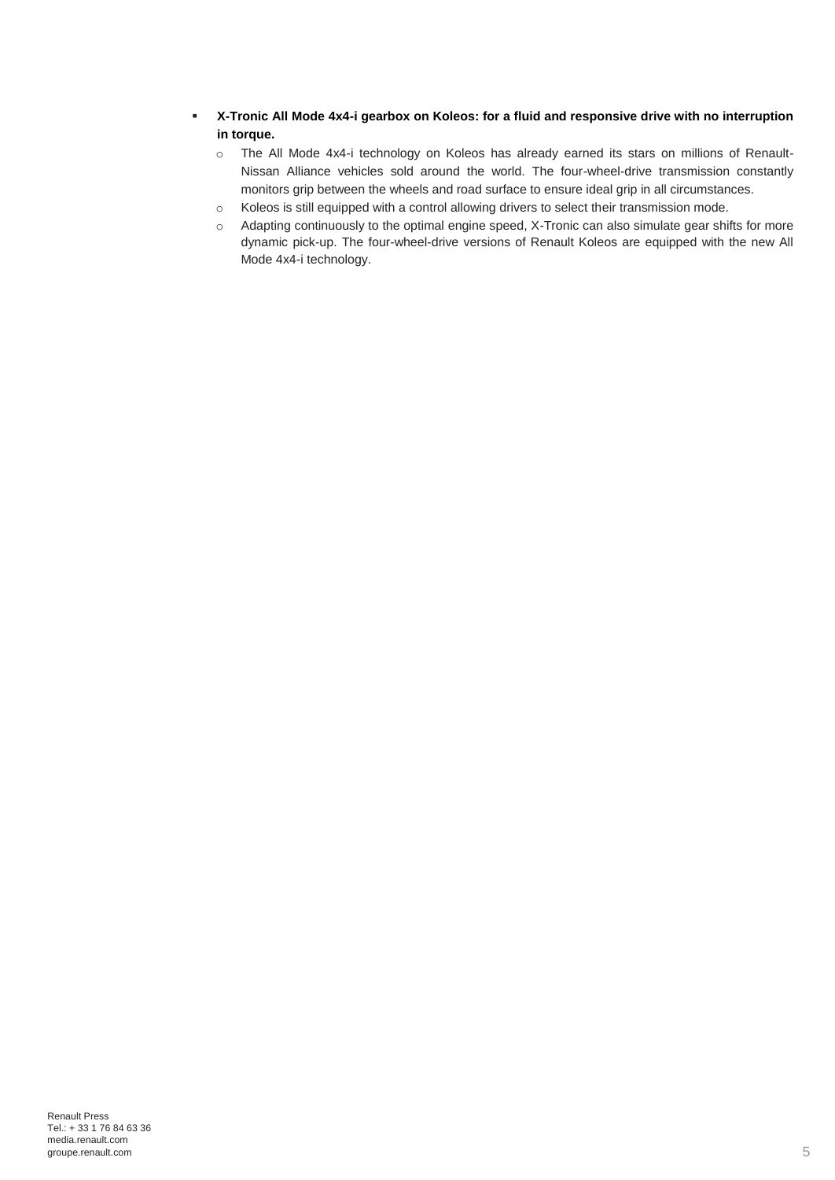- **X-Tronic All Mode 4x4-i gearbox on Koleos: for a fluid and responsive drive with no interruption in torque.**
  - The All Mode 4x4-i technology on Koleos has already earned its stars on millions of Renault-Nissan Alliance vehicles sold around the world. The four-wheel-drive transmission constantly monitors grip between the wheels and road surface to ensure ideal grip in all circumstances.
  - Koleos is still equipped with a control allowing drivers to select their transmission mode.
  - Adapting continuously to the optimal engine speed, X-Tronic can also simulate gear shifts for more dynamic pick-up. The four-wheel-drive versions of Renault Koleos are equipped with the new All Mode 4x4-i technology.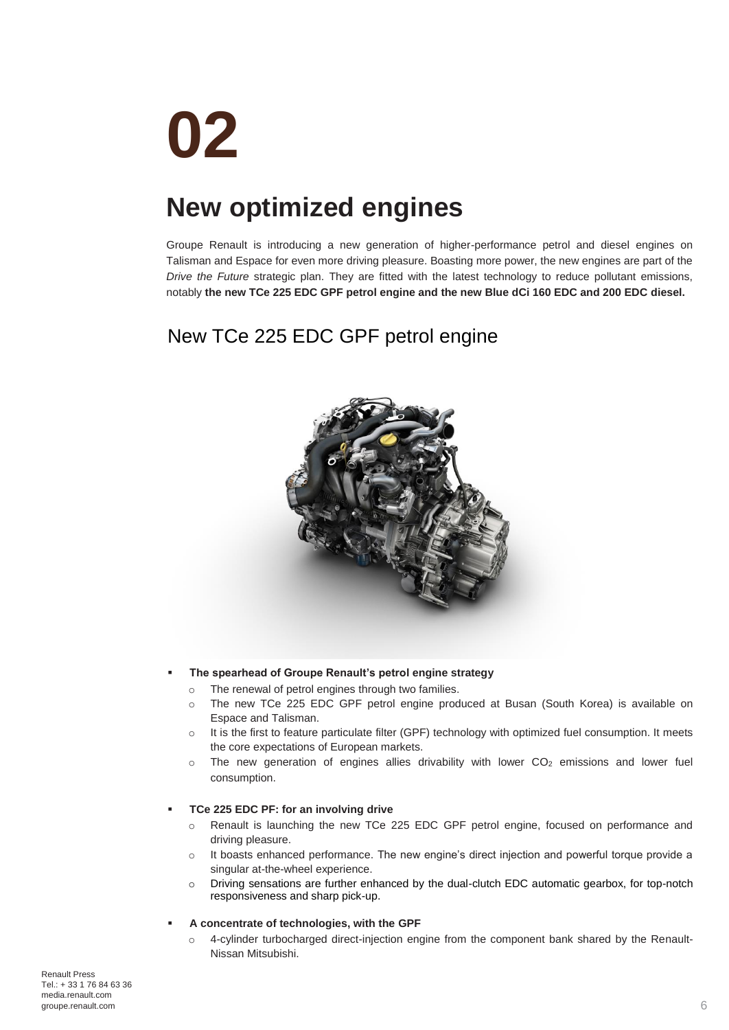# 02

# New optimized engines

Groupe Renault is introducing a new generation of higher-performance petrol and diesel engines on Talisman and Espace for even more driving pleasure. Boasting more power, the new engines are part of the *Drive the Future* strategic plan. They are fitted with the latest technology to reduce pollutant emissions, notably **the new TCe 225 EDC GPF petrol engine and the new Blue dCi 160 EDC and 200 EDC diesel.**

## New TCe 225 EDC GPF petrol engine

- **The spearhead of Groupe Renault's petrol engine strategy**
  - The renewal of petrol engines through two families.
  - The new TCe 225 EDC GPF petrol engine produced at Busan (South Korea) is available on Espace and Talisman.
  - It is the first to feature particulate filter (GPF) technology with optimized fuel consumption. It meets the core expectations of European markets.
  - The new generation of engines allies drivability with lower $CO_2$ emissions and lower fuel consumption.

- **TCe 225 EDC PF: for an involving drive**
  - Renault is launching the new TCe 225 EDC GPF petrol engine, focused on performance and driving pleasure.
  - It boasts enhanced performance. The new engine's direct injection and powerful torque provide a singular at-the-wheel experience.
  - Driving sensations are further enhanced by the dual-clutch EDC automatic gearbox, for top-notch responsiveness and sharp pick-up.

- **A concentrate of technologies, with the GPF**
  - 4-cylinder turbocharged direct-injection engine from the component bank shared by the Renault-Nissan Mitsubishi.

Renault Press
Tel.: + 33 1 76 84 63 36
media.renault.com
groupe.renault.com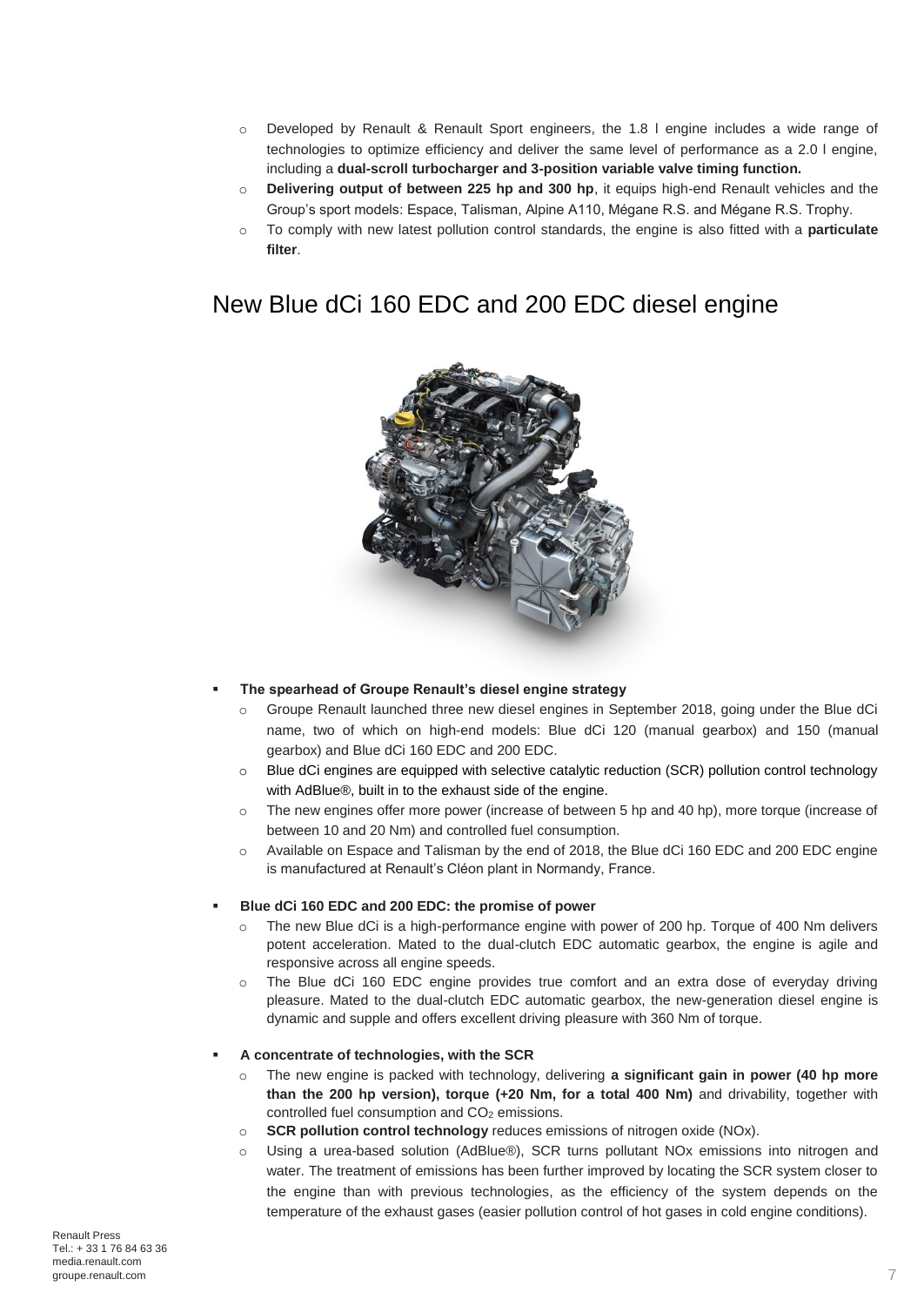- Developed by Renault & Renault Sport engineers, the 1.8 l engine includes a wide range of technologies to optimize efficiency and deliver the same level of performance as a 2.0 l engine, including a **dual-scroll turbocharger and 3-position variable valve timing function.**
- **Delivering output of between 225 hp and 300 hp**, it equips high-end Renault vehicles and the Group's sport models: Espace, Talisman, Alpine A110, Mégane R.S. and Mégane R.S. Trophy.
- To comply with new latest pollution control standards, the engine is also fitted with a **particulate filter**.

## New Blue dCi 160 EDC and 200 EDC diesel engine

- **The spearhead of Groupe Renault's diesel engine strategy**
  - Groupe Renault launched three new diesel engines in September 2018, going under the Blue dCi name, two of which on high-end models: Blue dCi 120 (manual gearbox) and 150 (manual gearbox) and Blue dCi 160 EDC and 200 EDC.
  - Blue dCi engines are equipped with selective catalytic reduction (SCR) pollution control technology with AdBlue®, built in to the exhaust side of the engine.
  - The new engines offer more power (increase of between 5 hp and 40 hp), more torque (increase of between 10 and 20 Nm) and controlled fuel consumption.
  - Available on Espace and Talisman by the end of 2018, the Blue dCi 160 EDC and 200 EDC engine is manufactured at Renault's Cléon plant in Normandy, France.

- **Blue dCi 160 EDC and 200 EDC: the promise of power**
  - The new Blue dCi is a high-performance engine with power of 200 hp. Torque of 400 Nm delivers potent acceleration. Mated to the dual-clutch EDC automatic gearbox, the engine is agile and responsive across all engine speeds.
  - The Blue dCi 160 EDC engine provides true comfort and an extra dose of everyday driving pleasure. Mated to the dual-clutch EDC automatic gearbox, the new-generation diesel engine is dynamic and supple and offers excellent driving pleasure with 360 Nm of torque.

- **A concentrate of technologies, with the SCR**
  - The new engine is packed with technology, delivering **a significant gain in power (40 hp more than the 200 hp version), torque (+20 Nm, for a total 400 Nm)** and drivability, together with controlled fuel consumption and $CO_2$ emissions.
  - **SCR pollution control technology** reduces emissions of nitrogen oxide (NOx).
  - Using a urea-based solution (AdBlue®), SCR turns pollutant NOx emissions into nitrogen and water. The treatment of emissions has been further improved by locating the SCR system closer to the engine than with previous technologies, as the efficiency of the system depends on the temperature of the exhaust gases (easier pollution control of hot gases in cold engine conditions).

Renault Press
Tel.: + 33 1 76 84 63 36
media.renault.com
groupe.renault.com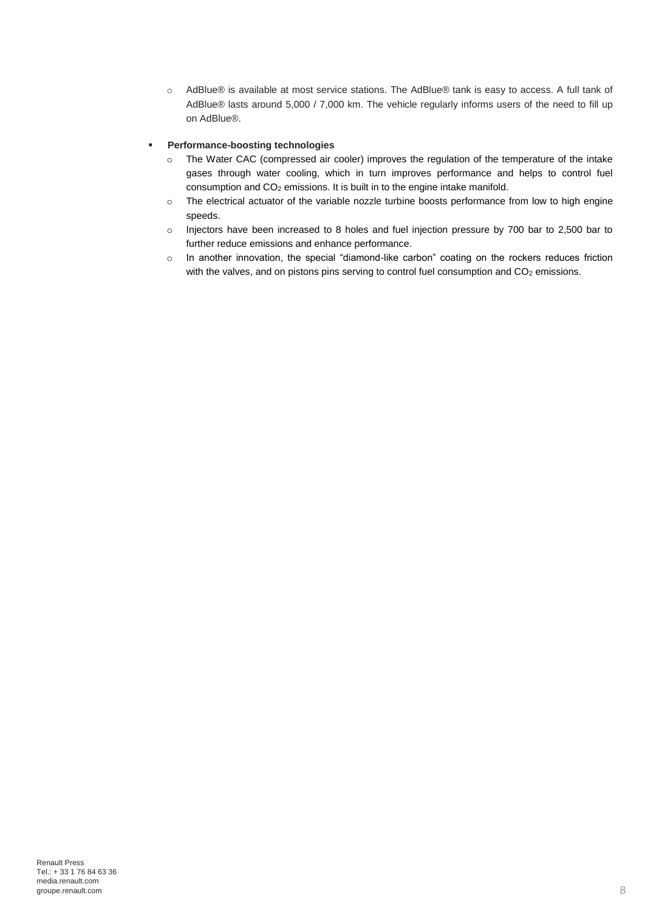- AdBlue® is available at most service stations. The AdBlue® tank is easy to access. A full tank of AdBlue® lasts around 5,000 / 7,000 km. The vehicle regularly informs users of the need to fill up on AdBlue®.

- **Performance-boosting technologies**
  - The Water CAC (compressed air cooler) improves the regulation of the temperature of the intake gases through water cooling, which in turn improves performance and helps to control fuel consumption and $CO_2$ emissions. It is built in to the engine intake manifold.
  - The electrical actuator of the variable nozzle turbine boosts performance from low to high engine speeds.
  - Injectors have been increased to 8 holes and fuel injection pressure by 700 bar to 2,500 bar to further reduce emissions and enhance performance.
  - In another innovation, the special "diamond-like carbon" coating on the rockers reduces friction with the valves, and on pistons pins serving to control fuel consumption and $CO_2$ emissions.

Renault Press
Tel.: + 33 1 76 84 63 36
media.renault.com
groupe.renault.com